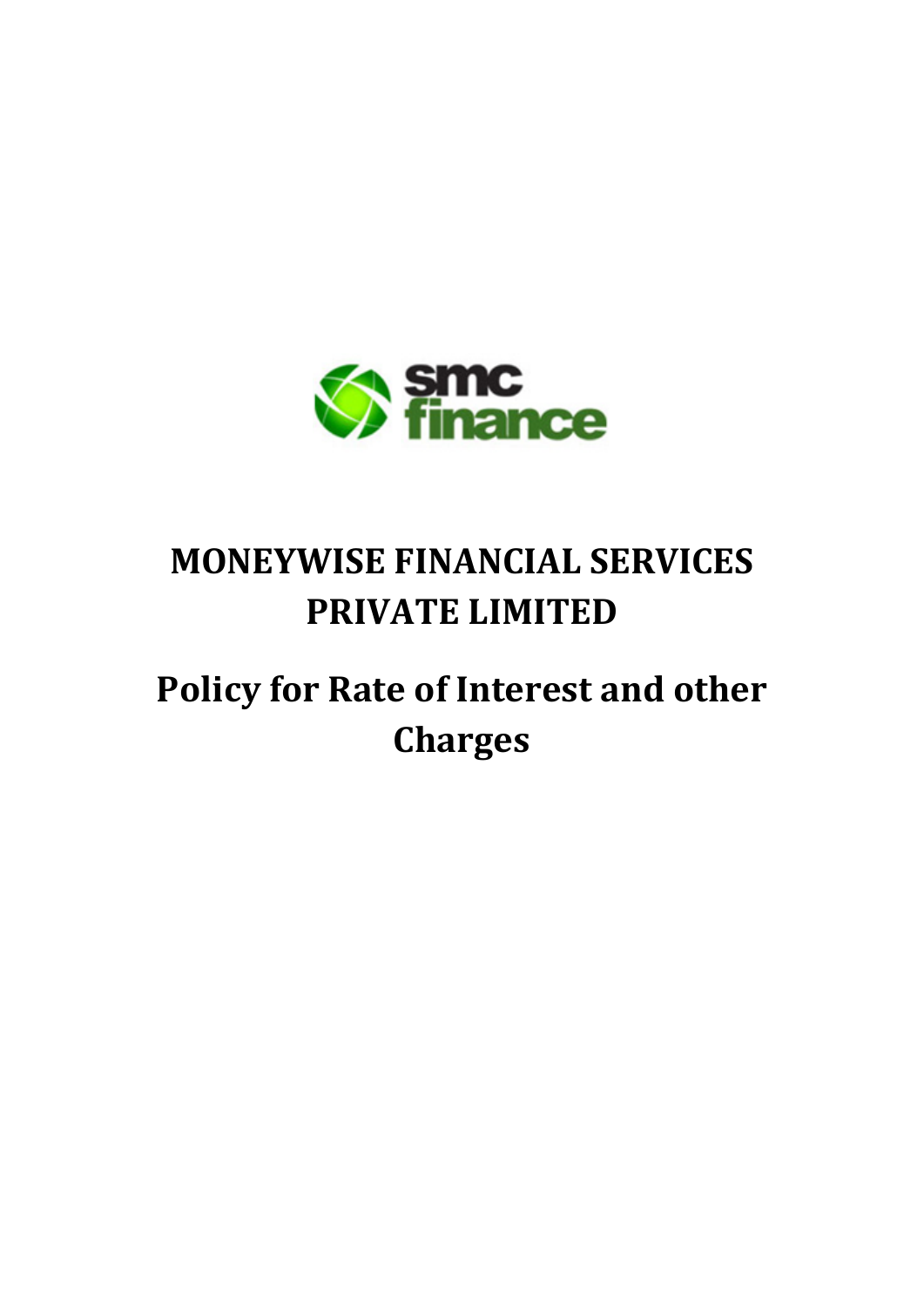# MONEYWISE FINANCIAL SERVICES PRIVATE LIMITED

# Policy for Rate of Interest and other Charges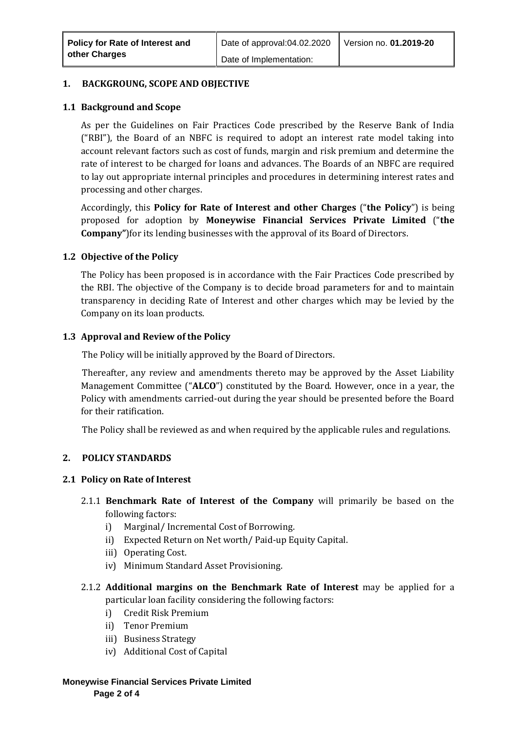| Policy for Rate of Interest and other Charges | Date of approval:04.02.2020 | Version no. **01.2019-20** |
|---|---|---|
| | Date of Implementation: | |

## 1. BACKGROUNG, SCOPE AND OBJECTIVE

### 1.1 Background and Scope

As per the Guidelines on Fair Practices Code prescribed by the Reserve Bank of India ("RBI"), the Board of an NBFC is required to adopt an interest rate model taking into account relevant factors such as cost of funds, margin and risk premium and determine the rate of interest to be charged for loans and advances. The Boards of an NBFC are required to lay out appropriate internal principles and procedures in determining interest rates and processing and other charges.

Accordingly, this **Policy for Rate of Interest and other Charges** ("**the Policy**") is being proposed for adoption by **Moneywise Financial Services Private Limited** ("**the Company"**)for its lending businesses with the approval of its Board of Directors.

### 1.2 Objective of the Policy

The Policy has been proposed is in accordance with the Fair Practices Code prescribed by the RBI. The objective of the Company is to decide broad parameters for and to maintain transparency in deciding Rate of Interest and other charges which may be levied by the Company on its loan products.

### 1.3 Approval and Review of the Policy

The Policy will be initially approved by the Board of Directors.

Thereafter, any review and amendments thereto may be approved by the Asset Liability Management Committee ("**ALCO**") constituted by the Board. However, once in a year, the Policy with amendments carried-out during the year should be presented before the Board for their ratification.

The Policy shall be reviewed as and when required by the applicable rules and regulations.

## 2. POLICY STANDARDS

### 2.1 Policy on Rate of Interest

2.1.1 **Benchmark Rate of Interest of the Company** will primarily be based on the following factors:

i) Marginal/ Incremental Cost of Borrowing.
ii) Expected Return on Net worth/ Paid-up Equity Capital.
iii) Operating Cost.
iv) Minimum Standard Asset Provisioning.

2.1.2 **Additional margins on the Benchmark Rate of Interest** may be applied for a particular loan facility considering the following factors:

i) Credit Risk Premium
ii) Tenor Premium
iii) Business Strategy
iv) Additional Cost of Capital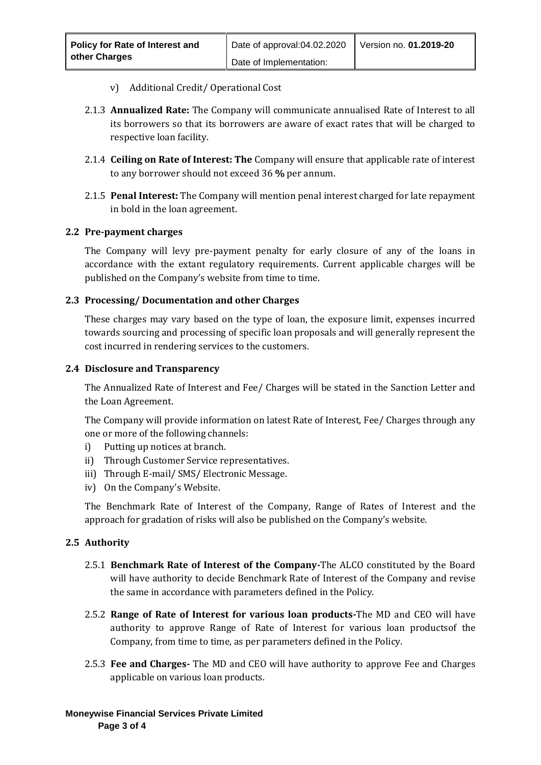v) Additional Credit/ Operational Cost

2.1.3 **Annualized Rate:** The Company will communicate annualised Rate of Interest to all its borrowers so that its borrowers are aware of exact rates that will be charged to respective loan facility.

2.1.4 **Ceiling on Rate of Interest: The** Company will ensure that applicable rate of interest to any borrower should not exceed 36 **%** per annum.

2.1.5 **Penal Interest:** The Company will mention penal interest charged for late repayment in bold in the loan agreement.

### 2.2 Pre-payment charges

The Company will levy pre-payment penalty for early closure of any of the loans in accordance with the extant regulatory requirements. Current applicable charges will be published on the Company's website from time to time.

### 2.3 Processing/ Documentation and other Charges

These charges may vary based on the type of loan, the exposure limit, expenses incurred towards sourcing and processing of specific loan proposals and will generally represent the cost incurred in rendering services to the customers.

### 2.4 Disclosure and Transparency

The Annualized Rate of Interest and Fee/ Charges will be stated in the Sanction Letter and the Loan Agreement.

The Company will provide information on latest Rate of Interest, Fee/ Charges through any one or more of the following channels:

i) Putting up notices at branch.
ii) Through Customer Service representatives.
iii) Through E-mail/ SMS/ Electronic Message.
iv) On the Company's Website.

The Benchmark Rate of Interest of the Company, Range of Rates of Interest and the approach for gradation of risks will also be published on the Company's website.

### 2.5 Authority

2.5.1 **Benchmark Rate of Interest of the Company-**The ALCO constituted by the Board will have authority to decide Benchmark Rate of Interest of the Company and revise the same in accordance with parameters defined in the Policy.

2.5.2 **Range of Rate of Interest for various loan products-**The MD and CEO will have authority to approve Range of Rate of Interest for various loan productsof the Company, from time to time, as per parameters defined in the Policy.

2.5.3 **Fee and Charges-** The MD and CEO will have authority to approve Fee and Charges applicable on various loan products.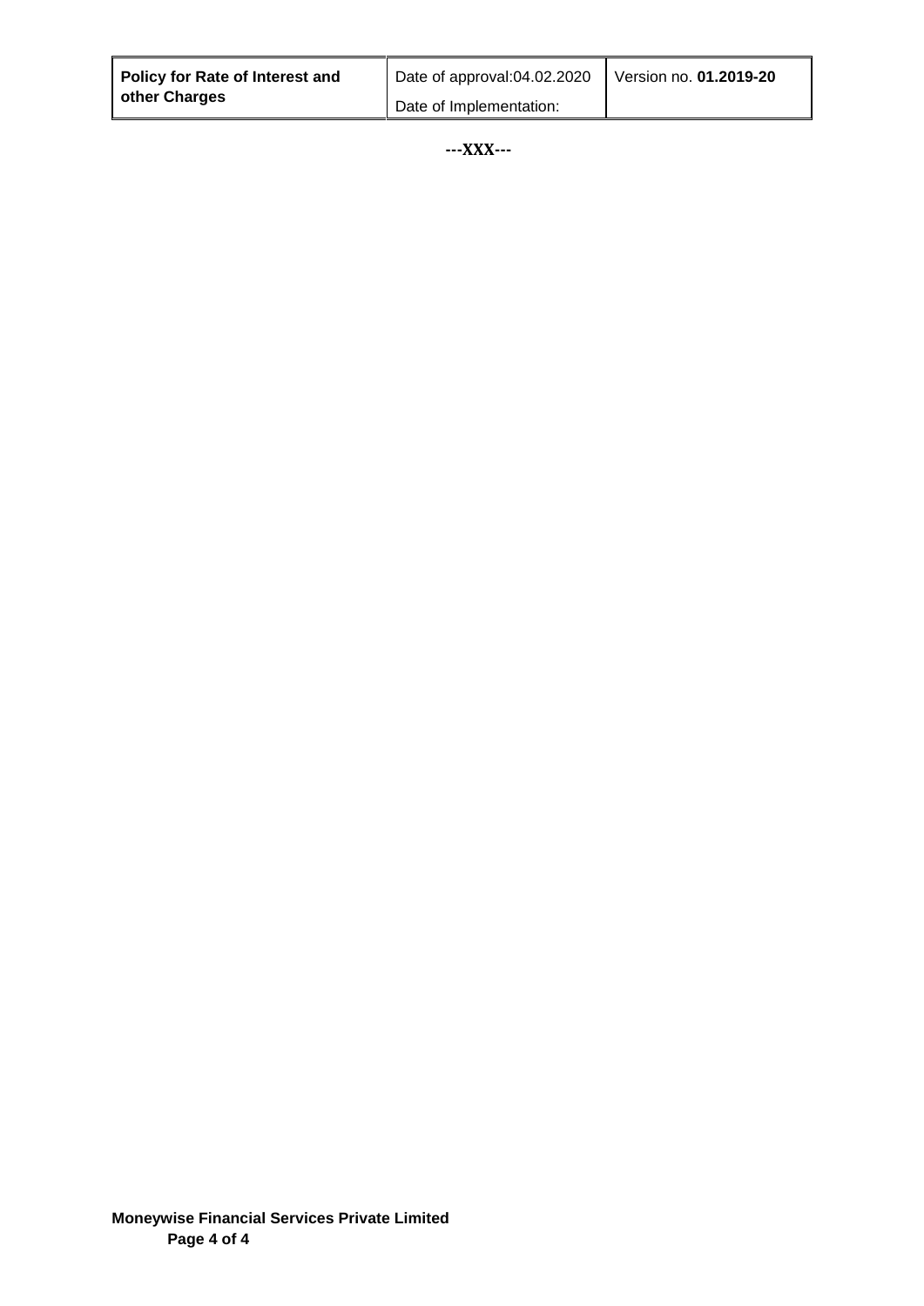---XXX---